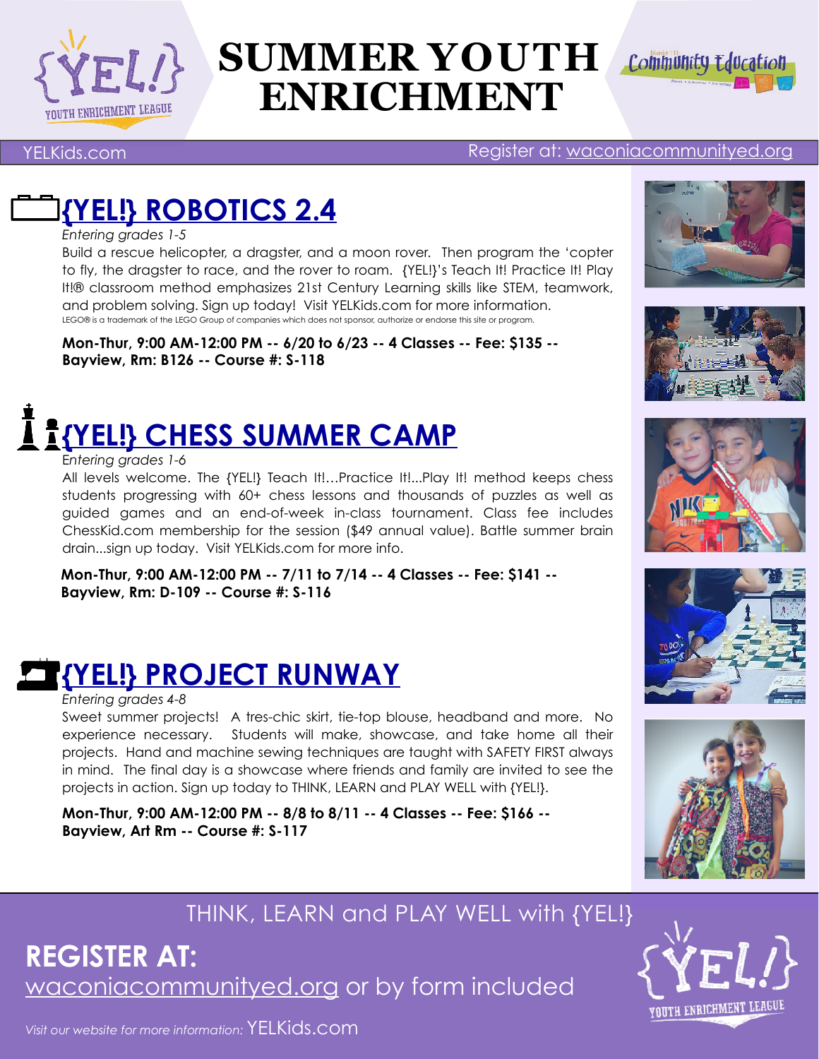# SUMMER YOUTH ENRICHMENT

YELKids.com

Register at: waconiacommunityed.org

## {YEL!} ROBOTICS 2.4

*Entering grades 1-5*

Build a rescue helicopter, a dragster, and a moon rover. Then program the 'copter to fly, the dragster to race, and the rover to roam. {YEL!}'s Teach It! Practice It! Play It!® classroom method emphasizes 21st Century Learning skills like STEM, teamwork, and problem solving. Sign up today! Visit YELKids.com for more information.

LEGO® is a trademark of the LEGO Group of companies which does not sponsor, authorize or endorse this site or program.

**Mon-Thur, 9:00 AM-12:00 PM -- 6/20 to 6/23 -- 4 Classes -- Fee: $135 -- Bayview, Rm: B126 -- Course #: S-118**

## {YEL!} CHESS SUMMER CAMP

*Entering grades 1-6*

All levels welcome. The {YEL!} Teach It!…Practice It!...Play It! method keeps chess students progressing with 60+ chess lessons and thousands of puzzles as well as guided games and an end-of-week in-class tournament. Class fee includes ChessKid.com membership for the session ($49 annual value). Battle summer brain drain...sign up today. Visit YELKids.com for more info.

**Mon-Thur, 9:00 AM-12:00 PM -- 7/11 to 7/14 -- 4 Classes -- Fee: $141 -- Bayview, Rm: D-109 -- Course #: S-116**

## {YEL!} PROJECT RUNWAY

*Entering grades 4-8*

Sweet summer projects! A tres-chic skirt, tie-top blouse, headband and more. No experience necessary. Students will make, showcase, and take home all their projects. Hand and machine sewing techniques are taught with SAFETY FIRST always in mind. The final day is a showcase where friends and family are invited to see the projects in action. Sign up today to THINK, LEARN and PLAY WELL with {YEL!}.

**Mon-Thur, 9:00 AM-12:00 PM -- 8/8 to 8/11 -- 4 Classes -- Fee: $166 -- Bayview, Art Rm -- Course #: S-117**

THINK, LEARN and PLAY WELL with {YEL!}

**REGISTER AT:**
waconiacommunityed.org or by form included

*Visit our website for more information:* YELKids.com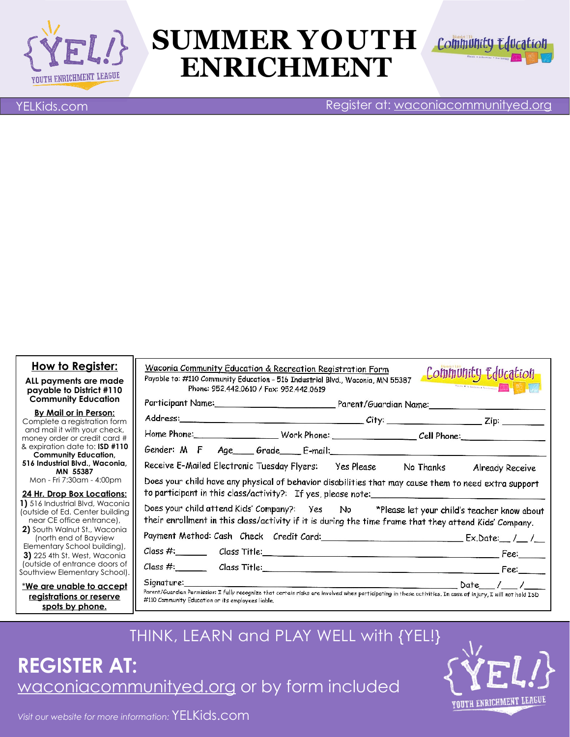{YEL!} YOUTH ENRICHMENT LEAGUE

# SUMMER YOUTH ENRICHMENT

District 110 Community Education

YELKids.com

Register at: waconiacommunityed.org

## How to Register:

**ALL payments are made payable to District #110 Community Education**

**By Mail or in Person:**
Complete a registration form and mail it with your check, money order or credit card # & expiration date to: **ISD #110 Community Education, 516 Industrial Blvd., Waconia, MN 55387**
Mon - Fri 7:30am - 4:00pm

**24 Hr. Drop Box Locations:**
**1)** 516 Industrial Blvd, Waconia (outside of Ed. Center building near CE office entrance),
**2)** South Walnut St., Waconia (north end of Bayview Elementary School building),
**3)** 225 4th St. West, Waconia (outside of entrance doors of Southview Elementary School).

**\*We are unable to accept registrations or reserve spots by phone.**

Waconia Community Education & Recreation Registration Form
Payable to: #110 Community Education - 516 Industrial Blvd., Waconia, MN 55387
Phone: 952.442.0610 / Fax: 952.442.0619

Participant Name:________________ Parent/Guardian Name:________________

Address:________________ City:________________ Zip:________

Home Phone:________________ Work Phone:________________ Cell Phone:________________

Gender: M F Age____ Grade____ E-mail:________________

Receive E-Mailed Electronic Tuesday Flyers: Yes Please No Thanks Already Receive

Does your child have any physical of behavior disabilities that may cause them to need extra support to participant in this class/activity?: If yes, please note:________________

Does your child attend Kids' Company?: Yes No \*Please let your child's teacher know about their enrollment in this class/activity if it is during the time frame that they attend Kids' Company.

Payment Method: Cash Check Credit Card:________________ Ex.Date:__ /__ /__

Class #:______ Class Title:________________ Fee:______

Class #:______ Class Title:________________ Fee:______

Signature:________________ Date___ /___ /____

Parent/Guardian Permission: I fully recognize that certain risks are involved when participating in these activities. In case of injury, I will not hold ISD #110 Community Education or its employees liable.

THINK, LEARN and PLAY WELL with {YEL!}

**REGISTER AT:**
waconiacommunityed.org or by form included

*Visit our website for more information:* YELKids.com